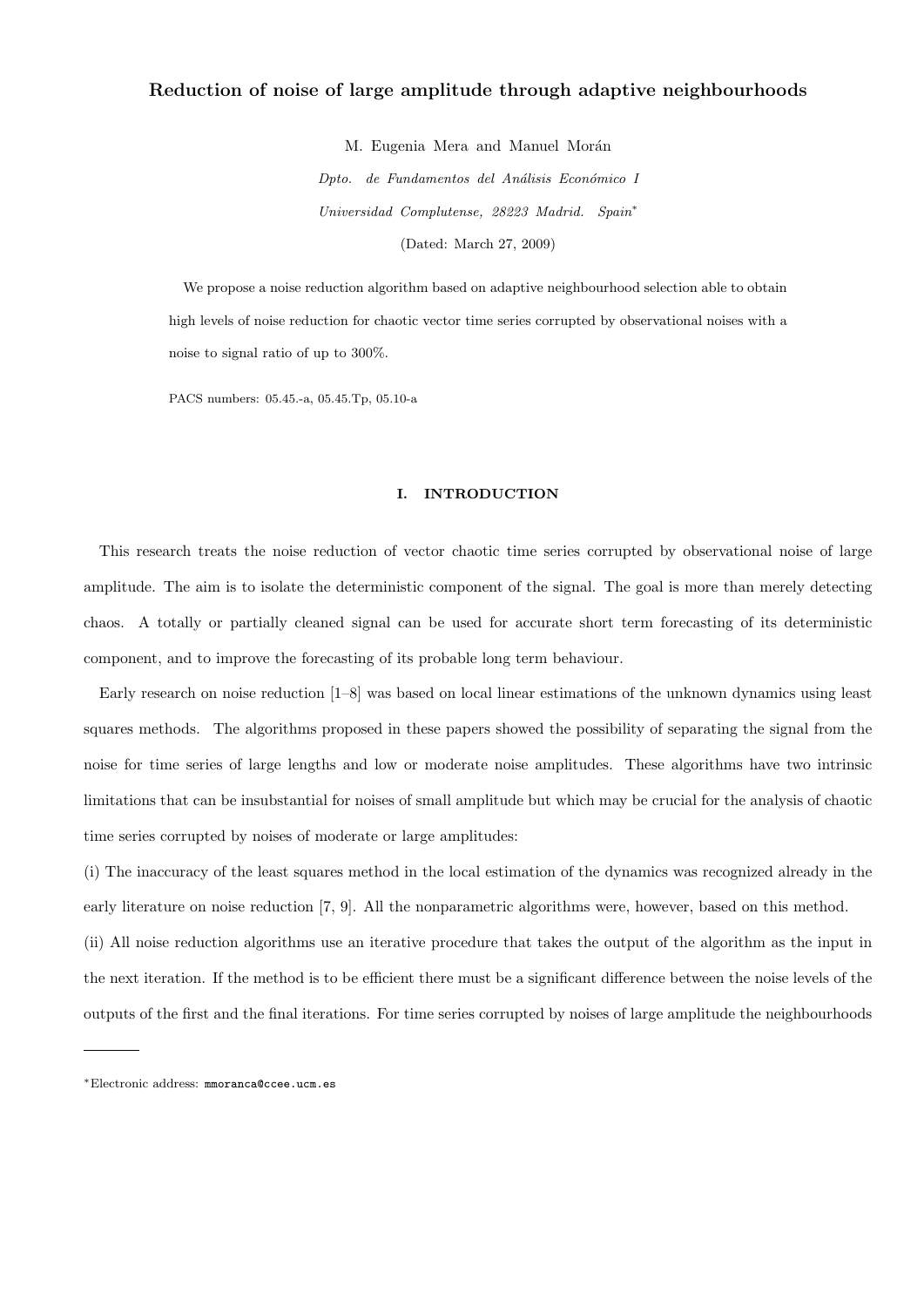# Reduction of noise of large amplitude through adaptive neighbourhoods

M. Eugenia Mera and Manuel Morán

*Dpto. de Fundamentos del Análisis Económico I*

*Universidad Complutense, 28223 Madrid. Spain*[*]

(Dated: March 27, 2009)

We propose a noise reduction algorithm based on adaptive neighbourhood selection able to obtain high levels of noise reduction for chaotic vector time series corrupted by observational noises with a noise to signal ratio of up to 300%.

PACS numbers: 05.45.-a, 05.45.Tp, 05.10-a

## I. INTRODUCTION

This research treats the noise reduction of vector chaotic time series corrupted by observational noise of large amplitude. The aim is to isolate the deterministic component of the signal. The goal is more than merely detecting chaos. A totally or partially cleaned signal can be used for accurate short term forecasting of its deterministic component, and to improve the forecasting of its probable long term behaviour.

Early research on noise reduction [1–8] was based on local linear estimations of the unknown dynamics using least squares methods. The algorithms proposed in these papers showed the possibility of separating the signal from the noise for time series of large lengths and low or moderate noise amplitudes. These algorithms have two intrinsic limitations that can be insubstantial for noises of small amplitude but which may be crucial for the analysis of chaotic time series corrupted by noises of moderate or large amplitudes:

(i) The inaccuracy of the least squares method in the local estimation of the dynamics was recognized already in the early literature on noise reduction [7, 9]. All the nonparametric algorithms were, however, based on this method.

(ii) All noise reduction algorithms use an iterative procedure that takes the output of the algorithm as the input in the next iteration. If the method is to be efficient there must be a significant difference between the noise levels of the outputs of the first and the final iterations. For time series corrupted by noises of large amplitude the neighbourhoods

---

[*] Electronic address: `mmoranca@ccee.ucm.es`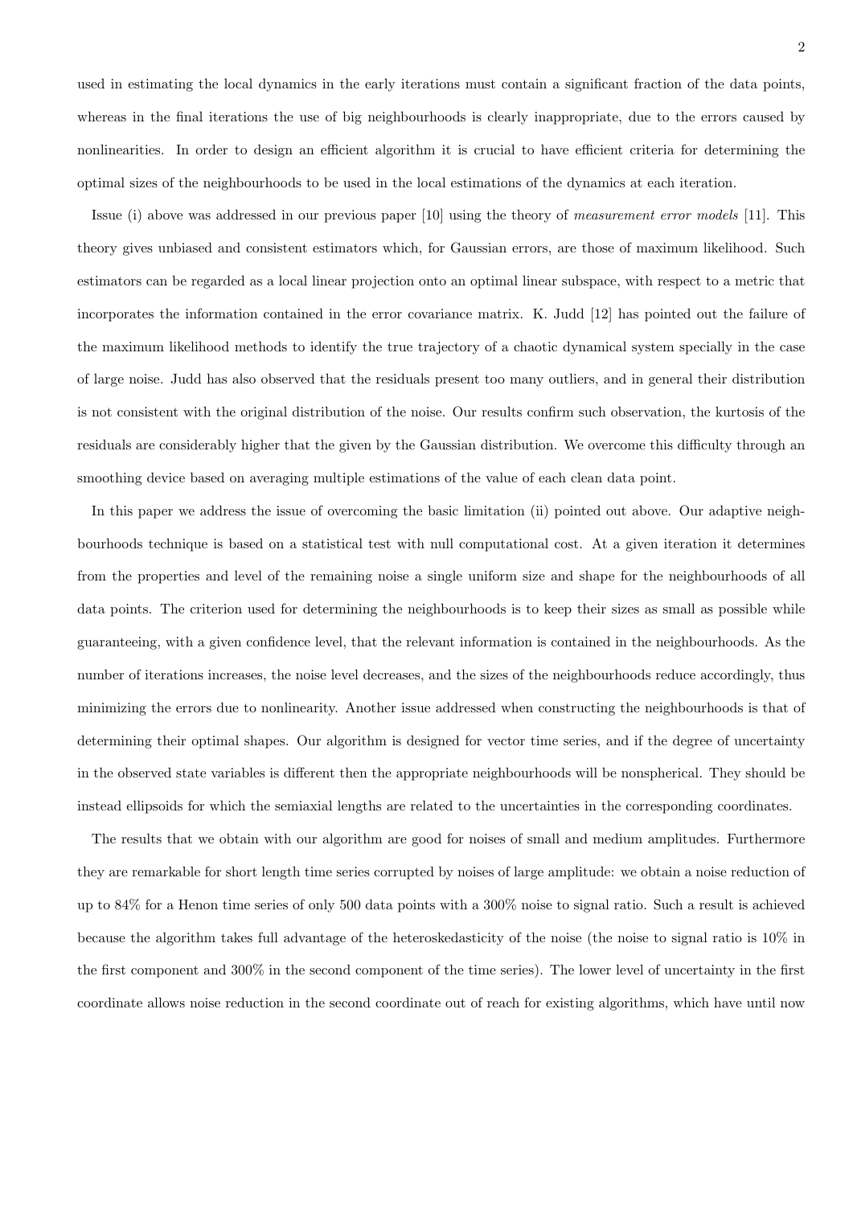used in estimating the local dynamics in the early iterations must contain a significant fraction of the data points, whereas in the final iterations the use of big neighbourhoods is clearly inappropriate, due to the errors caused by nonlinearities. In order to design an efficient algorithm it is crucial to have efficient criteria for determining the optimal sizes of the neighbourhoods to be used in the local estimations of the dynamics at each iteration.

Issue (i) above was addressed in our previous paper [10] using the theory of *measurement error models* [11]. This theory gives unbiased and consistent estimators which, for Gaussian errors, are those of maximum likelihood. Such estimators can be regarded as a local linear projection onto an optimal linear subspace, with respect to a metric that incorporates the information contained in the error covariance matrix. K. Judd [12] has pointed out the failure of the maximum likelihood methods to identify the true trajectory of a chaotic dynamical system specially in the case of large noise. Judd has also observed that the residuals present too many outliers, and in general their distribution is not consistent with the original distribution of the noise. Our results confirm such observation, the kurtosis of the residuals are considerably higher that the given by the Gaussian distribution. We overcome this difficulty through an smoothing device based on averaging multiple estimations of the value of each clean data point.

In this paper we address the issue of overcoming the basic limitation (ii) pointed out above. Our adaptive neighbourhoods technique is based on a statistical test with null computational cost. At a given iteration it determines from the properties and level of the remaining noise a single uniform size and shape for the neighbourhoods of all data points. The criterion used for determining the neighbourhoods is to keep their sizes as small as possible while guaranteeing, with a given confidence level, that the relevant information is contained in the neighbourhoods. As the number of iterations increases, the noise level decreases, and the sizes of the neighbourhoods reduce accordingly, thus minimizing the errors due to nonlinearity. Another issue addressed when constructing the neighbourhoods is that of determining their optimal shapes. Our algorithm is designed for vector time series, and if the degree of uncertainty in the observed state variables is different then the appropriate neighbourhoods will be nonspherical. They should be instead ellipsoids for which the semiaxial lengths are related to the uncertainties in the corresponding coordinates.

The results that we obtain with our algorithm are good for noises of small and medium amplitudes. Furthermore they are remarkable for short length time series corrupted by noises of large amplitude: we obtain a noise reduction of up to 84% for a Henon time series of only 500 data points with a 300% noise to signal ratio. Such a result is achieved because the algorithm takes full advantage of the heteroskedasticity of the noise (the noise to signal ratio is 10% in the first component and 300% in the second component of the time series). The lower level of uncertainty in the first coordinate allows noise reduction in the second coordinate out of reach for existing algorithms, which have until now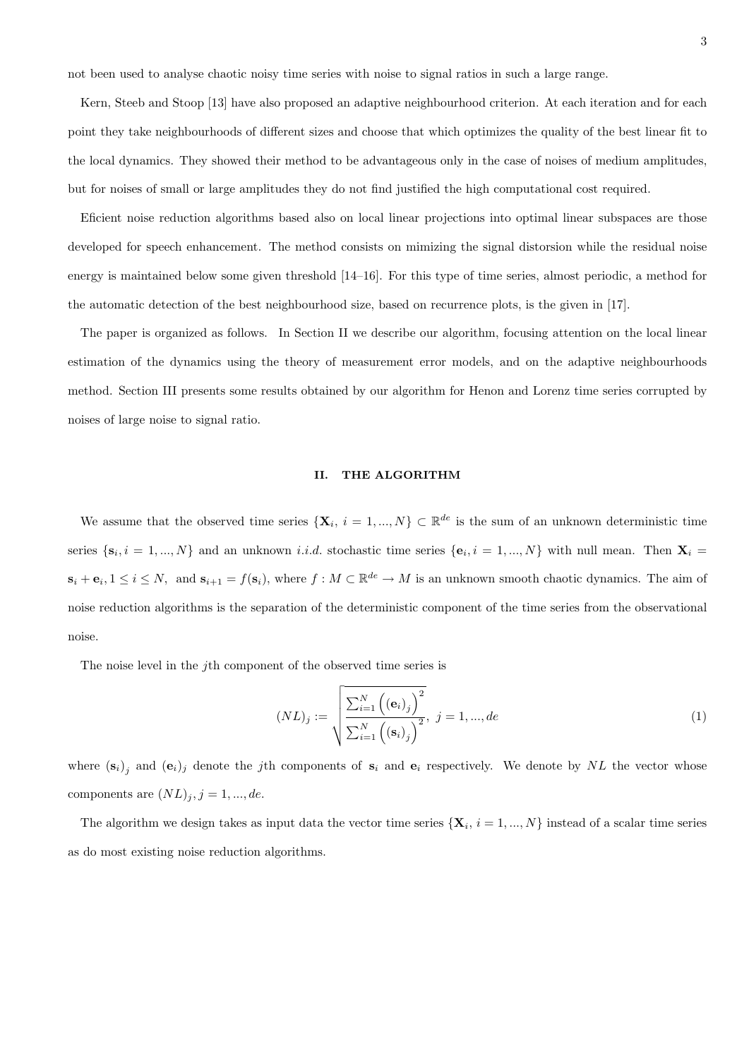not been used to analyse chaotic noisy time series with noise to signal ratios in such a large range.

Kern, Steeb and Stoop [13] have also proposed an adaptive neighbourhood criterion. At each iteration and for each point they take neighbourhoods of different sizes and choose that which optimizes the quality of the best linear fit to the local dynamics. They showed their method to be advantageous only in the case of noises of medium amplitudes, but for noises of small or large amplitudes they do not find justified the high computational cost required.

Eficient noise reduction algorithms based also on local linear projections into optimal linear subspaces are those developed for speech enhancement. The method consists on mimizing the signal distorsion while the residual noise energy is maintained below some given threshold [14–16]. For this type of time series, almost periodic, a method for the automatic detection of the best neighbourhood size, based on recurrence plots, is the given in [17].

The paper is organized as follows. In Section II we describe our algorithm, focusing attention on the local linear estimation of the dynamics using the theory of measurement error models, and on the adaptive neighbourhoods method. Section III presents some results obtained by our algorithm for Henon and Lorenz time series corrupted by noises of large noise to signal ratio.

## II. THE ALGORITHM

We assume that the observed time series $\{\mathbf{X}_i,\ i = 1, ..., N\} \subset \mathbb{R}^{de}$ is the sum of an unknown deterministic time series $\{\mathbf{s}_i, i = 1, ..., N\}$ and an unknown *i.i.d.* stochastic time series $\{\mathbf{e}_i, i = 1, ..., N\}$ with null mean. Then $\mathbf{X}_i = \mathbf{s}_i + \mathbf{e}_i, 1 \leq i \leq N,$ and $\mathbf{s}_{i+1} = f(\mathbf{s}_i)$, where $f : M \subset \mathbb{R}^{de} \to M$ is an unknown smooth chaotic dynamics. The aim of noise reduction algorithms is the separation of the deterministic component of the time series from the observational noise.

The noise level in the $j$th component of the observed time series is

$$(NL)_j := \sqrt{\frac{\sum_{i=1}^{N}\left(\left(\mathbf{e}_i\right)_j\right)^2}{\sum_{i=1}^{N}\left(\left(\mathbf{s}_i\right)_j\right)^2}},\ j = 1, ..., de \tag{1}$$

where $\left(\mathbf{s}_i\right)_j$ and $\left(\mathbf{e}_i\right)_j$ denote the $j$th components of $\mathbf{s}_i$ and $\mathbf{e}_i$ respectively. We denote by $NL$ the vector whose components are $(NL)_j, j = 1, ..., de$.

The algorithm we design takes as input data the vector time series $\{\mathbf{X}_i,\ i = 1, ..., N\}$ instead of a scalar time series as do most existing noise reduction algorithms.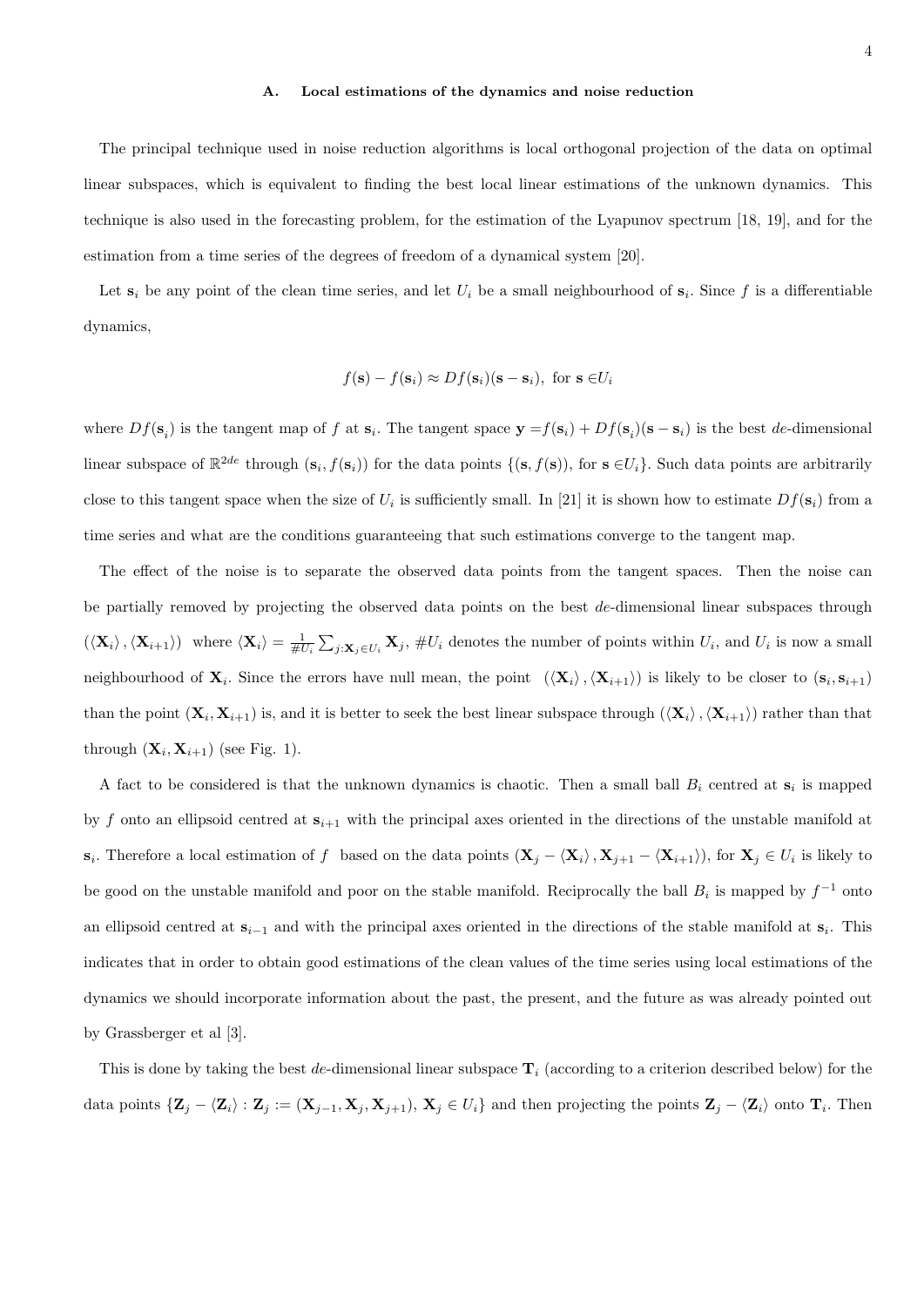### A. Local estimations of the dynamics and noise reduction

The principal technique used in noise reduction algorithms is local orthogonal projection of the data on optimal linear subspaces, which is equivalent to finding the best local linear estimations of the unknown dynamics. This technique is also used in the forecasting problem, for the estimation of the Lyapunov spectrum [18, 19], and for the estimation from a time series of the degrees of freedom of a dynamical system [20].

Let $\mathbf{s}_i$ be any point of the clean time series, and let $U_i$ be a small neighbourhood of $\mathbf{s}_i$. Since $f$ is a differentiable dynamics,

$$f(\mathbf{s}) - f(\mathbf{s}_i) \approx Df(\mathbf{s}_i)(\mathbf{s} - \mathbf{s}_i), \text{ for } \mathbf{s} \in U_i$$

where $Df(\mathbf{s}_i)$ is the tangent map of $f$ at $\mathbf{s}_i$. The tangent space $\mathbf{y} = f(\mathbf{s}_i) + Df(\mathbf{s}_i)(\mathbf{s} - \mathbf{s}_i)$ is the best $de$-dimensional linear subspace of $\mathbb{R}^{2de}$ through $(\mathbf{s}_i, f(\mathbf{s}_i))$ for the data points $\{(\mathbf{s}, f(\mathbf{s}))$, for $\mathbf{s} \in U_i\}$. Such data points are arbitrarily close to this tangent space when the size of $U_i$ is sufficiently small. In [21] it is shown how to estimate $Df(\mathbf{s}_i)$ from a time series and what are the conditions guaranteeing that such estimations converge to the tangent map.

The effect of the noise is to separate the observed data points from the tangent spaces. Then the noise can be partially removed by projecting the observed data points on the best $de$-dimensional linear subspaces through $(\langle \mathbf{X}_i \rangle, \langle \mathbf{X}_{i+1} \rangle)$ where $\langle \mathbf{X}_i \rangle = \frac{1}{\#U_i} \sum_{j:\mathbf{X}_j \in U_i} \mathbf{X}_j$, $\#U_i$ denotes the number of points within $U_i$, and $U_i$ is now a small neighbourhood of $\mathbf{X}_i$. Since the errors have null mean, the point $(\langle \mathbf{X}_i \rangle, \langle \mathbf{X}_{i+1} \rangle)$ is likely to be closer to $(\mathbf{s}_i, \mathbf{s}_{i+1})$ than the point $(\mathbf{X}_i, \mathbf{X}_{i+1})$ is, and it is better to seek the best linear subspace through $(\langle \mathbf{X}_i \rangle, \langle \mathbf{X}_{i+1} \rangle)$ rather than that through $(\mathbf{X}_i, \mathbf{X}_{i+1})$ (see Fig. 1).

A fact to be considered is that the unknown dynamics is chaotic. Then a small ball $B_i$ centred at $\mathbf{s}_i$ is mapped by $f$ onto an ellipsoid centred at $\mathbf{s}_{i+1}$ with the principal axes oriented in the directions of the unstable manifold at $\mathbf{s}_i$. Therefore a local estimation of $f$ based on the data points $(\mathbf{X}_j - \langle \mathbf{X}_i \rangle, \mathbf{X}_{j+1} - \langle \mathbf{X}_{i+1} \rangle)$, for $\mathbf{X}_j \in U_i$ is likely to be good on the unstable manifold and poor on the stable manifold. Reciprocally the ball $B_i$ is mapped by $f^{-1}$ onto an ellipsoid centred at $\mathbf{s}_{i-1}$ and with the principal axes oriented in the directions of the stable manifold at $\mathbf{s}_i$. This indicates that in order to obtain good estimations of the clean values of the time series using local estimations of the dynamics we should incorporate information about the past, the present, and the future as was already pointed out by Grassberger et al [3].

This is done by taking the best $de$-dimensional linear subspace $\mathbf{T}_i$ (according to a criterion described below) for the data points $\{\mathbf{Z}_j - \langle \mathbf{Z}_i \rangle : \mathbf{Z}_j := (\mathbf{X}_{j-1}, \mathbf{X}_j, \mathbf{X}_{j+1}),\ \mathbf{X}_j \in U_i\}$ and then projecting the points $\mathbf{Z}_j - \langle \mathbf{Z}_i \rangle$ onto $\mathbf{T}_i$. Then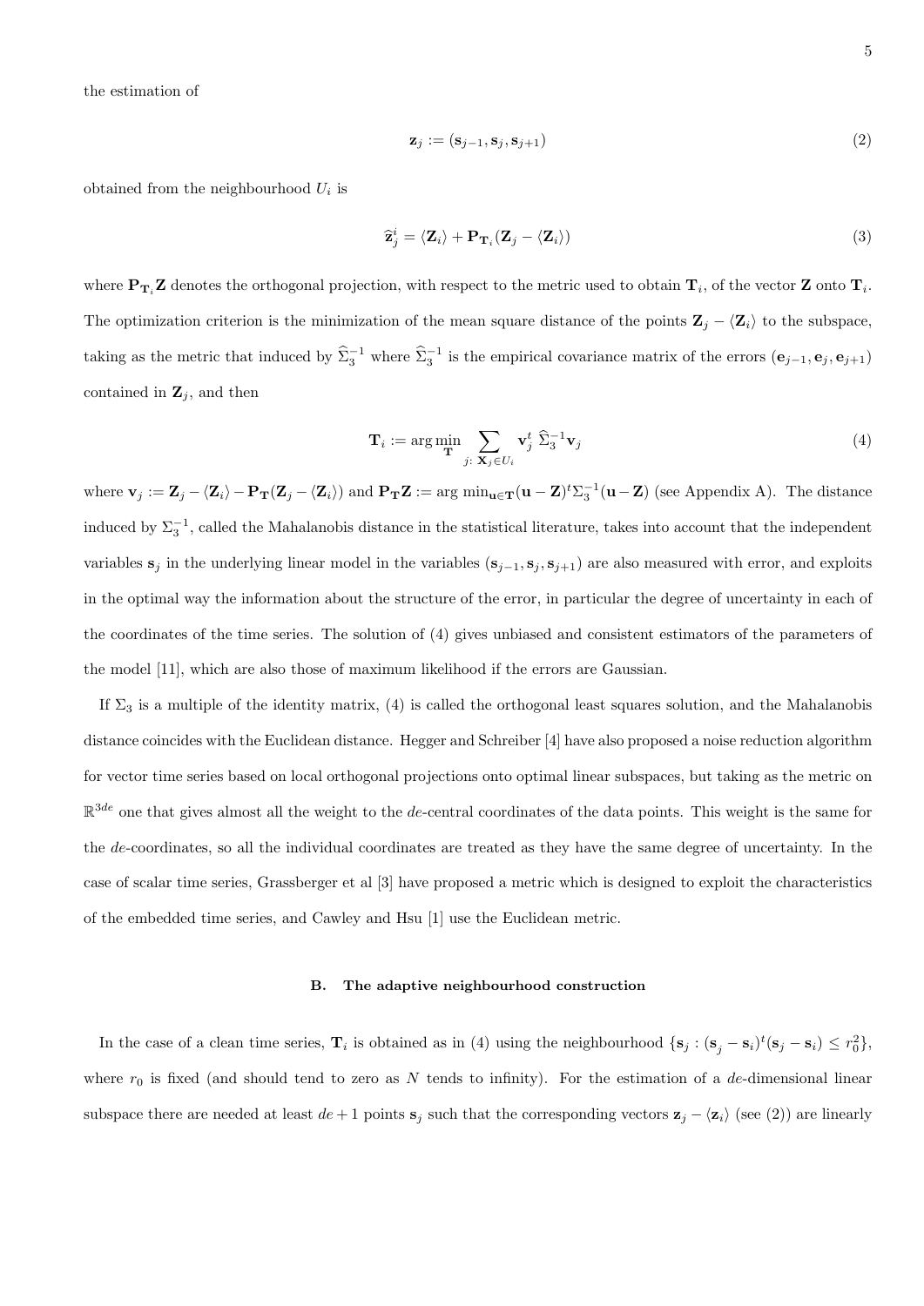the estimation of

$$\mathbf{z}_j := (\mathbf{s}_{j-1}, \mathbf{s}_j, \mathbf{s}_{j+1}) \tag{2}$$

obtained from the neighbourhood $U_i$ is

$$\widehat{\mathbf{z}}_j^i = \langle \mathbf{Z}_i \rangle + \mathbf{P}_{\mathbf{T}_i}(\mathbf{Z}_j - \langle \mathbf{Z}_i \rangle) \tag{3}$$

where $\mathbf{P}_{\mathbf{T}_i}\mathbf{Z}$ denotes the orthogonal projection, with respect to the metric used to obtain $\mathbf{T}_i$, of the vector $\mathbf{Z}$ onto $\mathbf{T}_i$. The optimization criterion is the minimization of the mean square distance of the points $\mathbf{Z}_j - \langle \mathbf{Z}_i \rangle$ to the subspace, taking as the metric that induced by $\widehat{\Sigma}_3^{-1}$ where $\widehat{\Sigma}_3^{-1}$ is the empirical covariance matrix of the errors $(\mathbf{e}_{j-1}, \mathbf{e}_j, \mathbf{e}_{j+1})$ contained in $\mathbf{Z}_j$, and then

$$\mathbf{T}_i := \arg\min_{\mathbf{T}} \sum_{j:\ \mathbf{X}_j \in U_i} \mathbf{v}_j^t\ \widehat{\Sigma}_3^{-1} \mathbf{v}_j \tag{4}$$

where $\mathbf{v}_j := \mathbf{Z}_j - \langle \mathbf{Z}_i \rangle - \mathbf{P}_{\mathbf{T}}(\mathbf{Z}_j - \langle \mathbf{Z}_i \rangle)$ and $\mathbf{P}_{\mathbf{T}}\mathbf{Z} := \arg\min_{\mathbf{u} \in \mathbf{T}} (\mathbf{u} - \mathbf{Z})^t \Sigma_3^{-1} (\mathbf{u} - \mathbf{Z})$ (see Appendix A). The distance induced by $\Sigma_3^{-1}$, called the Mahalanobis distance in the statistical literature, takes into account that the independent variables $\mathbf{s}_j$ in the underlying linear model in the variables $(\mathbf{s}_{j-1}, \mathbf{s}_j, \mathbf{s}_{j+1})$ are also measured with error, and exploits in the optimal way the information about the structure of the error, in particular the degree of uncertainty in each of the coordinates of the time series. The solution of (4) gives unbiased and consistent estimators of the parameters of the model [11], which are also those of maximum likelihood if the errors are Gaussian.

If $\Sigma_3$ is a multiple of the identity matrix, (4) is called the orthogonal least squares solution, and the Mahalanobis distance coincides with the Euclidean distance. Hegger and Schreiber [4] have also proposed a noise reduction algorithm for vector time series based on local orthogonal projections onto optimal linear subspaces, but taking as the metric on $\mathbb{R}^{3de}$ one that gives almost all the weight to the $de$-central coordinates of the data points. This weight is the same for the $de$-coordinates, so all the individual coordinates are treated as they have the same degree of uncertainty. In the case of scalar time series, Grassberger et al [3] have proposed a metric which is designed to exploit the characteristics of the embedded time series, and Cawley and Hsu [1] use the Euclidean metric.

### B. The adaptive neighbourhood construction

In the case of a clean time series, $\mathbf{T}_i$ is obtained as in (4) using the neighbourhood $\{\mathbf{s}_j : (\mathbf{s}_j - \mathbf{s}_i)^t(\mathbf{s}_j - \mathbf{s}_i) \leq r_0^2\}$, where $r_0$ is fixed (and should tend to zero as $N$ tends to infinity). For the estimation of a $de$-dimensional linear subspace there are needed at least $de + 1$ points $\mathbf{s}_j$ such that the corresponding vectors $\mathbf{z}_j - \langle \mathbf{z}_i \rangle$ (see (2)) are linearly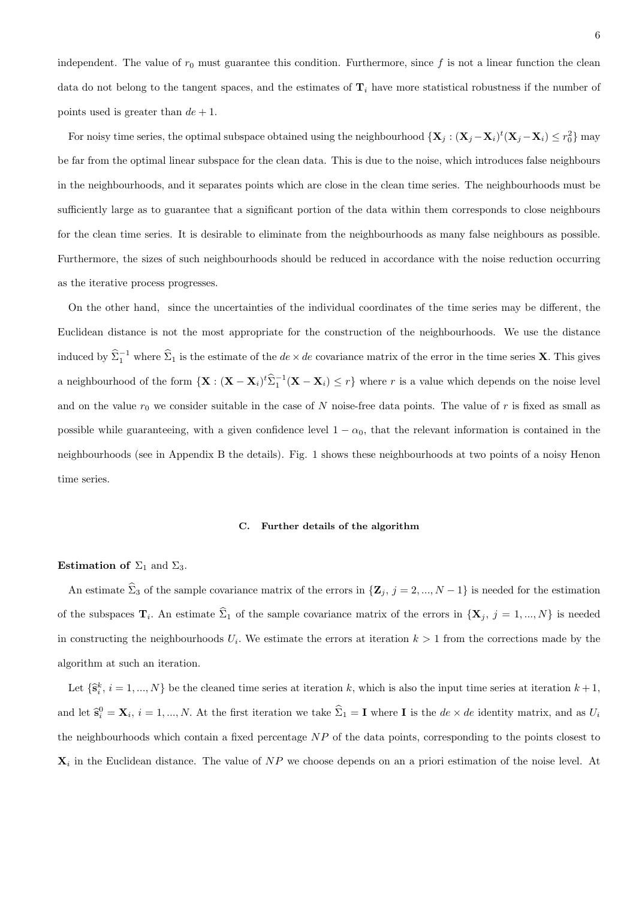independent. The value of $r_0$ must guarantee this condition. Furthermore, since $f$ is not a linear function the clean data do not belong to the tangent spaces, and the estimates of $\mathbf{T}_i$ have more statistical robustness if the number of points used is greater than $de + 1$.

For noisy time series, the optimal subspace obtained using the neighbourhood $\{\mathbf{X}_j : (\mathbf{X}_j - \mathbf{X}_i)^t(\mathbf{X}_j - \mathbf{X}_i) \leq r_0^2\}$ may be far from the optimal linear subspace for the clean data. This is due to the noise, which introduces false neighbours in the neighbourhoods, and it separates points which are close in the clean time series. The neighbourhoods must be sufficiently large as to guarantee that a significant portion of the data within them corresponds to close neighbours for the clean time series. It is desirable to eliminate from the neighbourhoods as many false neighbours as possible. Furthermore, the sizes of such neighbourhoods should be reduced in accordance with the noise reduction occurring as the iterative process progresses.

On the other hand, since the uncertainties of the individual coordinates of the time series may be different, the Euclidean distance is not the most appropriate for the construction of the neighbourhoods. We use the distance induced by $\widehat{\Sigma}_1^{-1}$ where $\widehat{\Sigma}_1$ is the estimate of the $de \times de$ covariance matrix of the error in the time series $\mathbf{X}$. This gives a neighbourhood of the form $\{\mathbf{X} : (\mathbf{X} - \mathbf{X}_i)^t\widehat{\Sigma}_1^{-1}(\mathbf{X} - \mathbf{X}_i) \leq r\}$ where $r$ is a value which depends on the noise level and on the value $r_0$ we consider suitable in the case of $N$ noise-free data points. The value of $r$ is fixed as small as possible while guaranteeing, with a given confidence level $1 - \alpha_0$, that the relevant information is contained in the neighbourhoods (see in Appendix B the details). Fig. 1 shows these neighbourhoods at two points of a noisy Henon time series.

### C. Further details of the algorithm

**Estimation of** $\Sigma_1$ **and** $\Sigma_3$**.**

An estimate $\widehat{\Sigma}_3$ of the sample covariance matrix of the errors in $\{\mathbf{Z}_j,\ j = 2, ..., N - 1\}$ is needed for the estimation of the subspaces $\mathbf{T}_i$. An estimate $\widehat{\Sigma}_1$ of the sample covariance matrix of the errors in $\{\mathbf{X}_j,\ j = 1, ..., N\}$ is needed in constructing the neighbourhoods $U_i$. We estimate the errors at iteration $k > 1$ from the corrections made by the algorithm at such an iteration.

Let $\{\widehat{\mathbf{s}}_i^k,\ i = 1, ..., N\}$ be the cleaned time series at iteration $k$, which is also the input time series at iteration $k+1$, and let $\widehat{\mathbf{s}}_i^0 = \mathbf{X}_i$, $i = 1, ..., N$. At the first iteration we take $\widehat{\Sigma}_1 = \mathbf{I}$ where $\mathbf{I}$ is the $de \times de$ identity matrix, and as $U_i$ the neighbourhoods which contain a fixed percentage $NP$ of the data points, corresponding to the points closest to $\mathbf{X}_i$ in the Euclidean distance. The value of $NP$ we choose depends on an a priori estimation of the noise level. At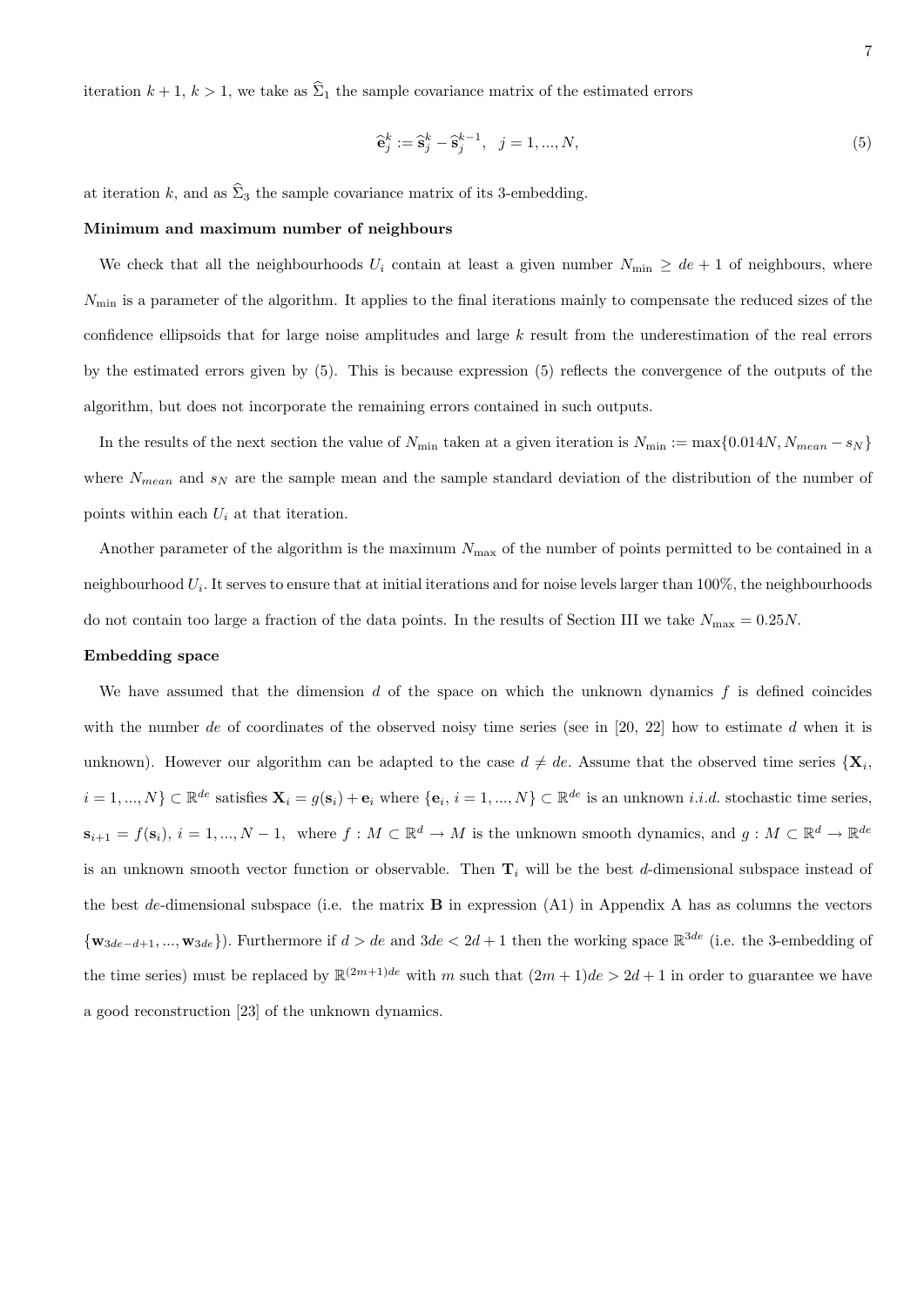iteration $k+1$, $k>1$, we take as $\widehat{\Sigma}_1$ the sample covariance matrix of the estimated errors

$$\widehat{\mathbf{e}}_j^k := \widehat{\mathbf{s}}_j^k - \widehat{\mathbf{s}}_j^{k-1}, \quad j = 1, ..., N, \tag{5}$$

at iteration $k$, and as $\widehat{\Sigma}_3$ the sample covariance matrix of its 3-embedding.

**Minimum and maximum number of neighbours**

We check that all the neighbourhoods $U_i$ contain at least a given number $N_{\min} \geq de + 1$ of neighbours, where $N_{\min}$ is a parameter of the algorithm. It applies to the final iterations mainly to compensate the reduced sizes of the confidence ellipsoids that for large noise amplitudes and large $k$ result from the underestimation of the real errors by the estimated errors given by (5). This is because expression (5) reflects the convergence of the outputs of the algorithm, but does not incorporate the remaining errors contained in such outputs.

In the results of the next section the value of $N_{\min}$ taken at a given iteration is $N_{\min} := \max\{0.014N, N_{mean} - s_N\}$ where $N_{mean}$ and $s_N$ are the sample mean and the sample standard deviation of the distribution of the number of points within each $U_i$ at that iteration.

Another parameter of the algorithm is the maximum $N_{\max}$ of the number of points permitted to be contained in a neighbourhood $U_i$. It serves to ensure that at initial iterations and for noise levels larger than 100%, the neighbourhoods do not contain too large a fraction of the data points. In the results of Section III we take $N_{\max} = 0.25N$.

**Embedding space**

We have assumed that the dimension $d$ of the space on which the unknown dynamics $f$ is defined coincides with the number $de$ of coordinates of the observed noisy time series (see in [20, 22] how to estimate $d$ when it is unknown). However our algorithm can be adapted to the case $d \neq de$. Assume that the observed time series $\{\mathbf{X}_i, i = 1, ..., N\} \subset \mathbb{R}^{de}$ satisfies $\mathbf{X}_i = g(\mathbf{s}_i) + \mathbf{e}_i$ where $\{\mathbf{e}_i, i = 1, ..., N\} \subset \mathbb{R}^{de}$ is an unknown *i.i.d.* stochastic time series, $\mathbf{s}_{i+1} = f(\mathbf{s}_i)$, $i = 1, ..., N-1$, where $f : M \subset \mathbb{R}^d \to M$ is the unknown smooth dynamics, and $g : M \subset \mathbb{R}^d \to \mathbb{R}^{de}$ is an unknown smooth vector function or observable. Then $\mathbf{T}_i$ will be the best $d$-dimensional subspace instead of the best $de$-dimensional subspace (i.e. the matrix $\mathbf{B}$ in expression (A1) in Appendix A has as columns the vectors $\{\mathbf{w}_{3de-d+1}, ..., \mathbf{w}_{3de}\}$). Furthermore if $d > de$ and $3de < 2d + 1$ then the working space $\mathbb{R}^{3de}$ (i.e. the 3-embedding of the time series) must be replaced by $\mathbb{R}^{(2m+1)de}$ with $m$ such that $(2m+1)de > 2d + 1$ in order to guarantee we have a good reconstruction [23] of the unknown dynamics.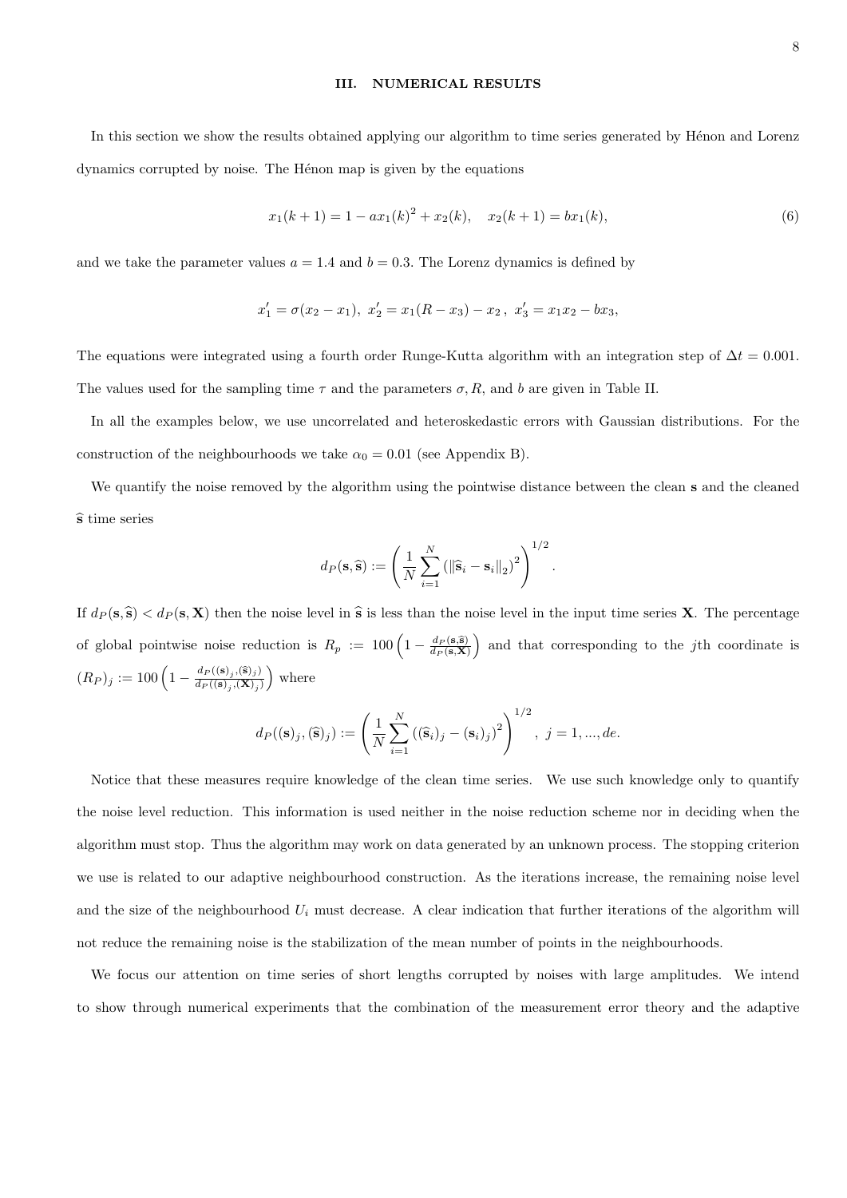## III. NUMERICAL RESULTS

In this section we show the results obtained applying our algorithm to time series generated by Hénon and Lorenz dynamics corrupted by noise. The Hénon map is given by the equations

$$x_1(k+1) = 1 - a x_1(k)^2 + x_2(k), \quad x_2(k+1) = b x_1(k), \tag{6}$$

and we take the parameter values $a = 1.4$ and $b = 0.3$. The Lorenz dynamics is defined by

$$x_1' = \sigma(x_2 - x_1), \; x_2' = x_1(R - x_3) - x_2\,, \; x_3' = x_1 x_2 - b x_3,$$

The equations were integrated using a fourth order Runge-Kutta algorithm with an integration step of $\Delta t = 0.001$. The values used for the sampling time $\tau$ and the parameters $\sigma, R$, and $b$ are given in Table II.

In all the examples below, we use uncorrelated and heteroskedastic errors with Gaussian distributions. For the construction of the neighbourhoods we take $\alpha_0 = 0.01$ (see Appendix B).

We quantify the noise removed by the algorithm using the pointwise distance between the clean $\mathbf{s}$ and the cleaned $\widehat{\mathbf{s}}$ time series

$$d_P(\mathbf{s}, \widehat{\mathbf{s}}) := \left( \frac{1}{N} \sum_{i=1}^{N} \left( \|\widehat{\mathbf{s}}_i - \mathbf{s}_i\|_2 \right)^2 \right)^{1/2}.$$

If $d_P(\mathbf{s}, \widehat{\mathbf{s}}) < d_P(\mathbf{s}, \mathbf{X})$ then the noise level in $\widehat{\mathbf{s}}$ is less than the noise level in the input time series $\mathbf{X}$. The percentage of global pointwise noise reduction is $R_p := 100 \left( 1 - \frac{d_P(\mathbf{s}, \widehat{\mathbf{s}})}{d_P(\mathbf{s}, \mathbf{X})} \right)$ and that corresponding to the $j$th coordinate is $(R_P)_j := 100 \left( 1 - \frac{d_P((\mathbf{s})_j, (\widehat{\mathbf{s}})_j)}{d_P((\mathbf{s})_j, (\mathbf{X})_j)} \right)$ where

$$d_P((\mathbf{s})_j, (\widehat{\mathbf{s}})_j) := \left( \frac{1}{N} \sum_{i=1}^{N} \left( (\widehat{\mathbf{s}}_i)_j - (\mathbf{s}_i)_j \right)^2 \right)^{1/2}, \; j = 1, ..., de.$$

Notice that these measures require knowledge of the clean time series. We use such knowledge only to quantify the noise level reduction. This information is used neither in the noise reduction scheme nor in deciding when the algorithm must stop. Thus the algorithm may work on data generated by an unknown process. The stopping criterion we use is related to our adaptive neighbourhood construction. As the iterations increase, the remaining noise level and the size of the neighbourhood $U_i$ must decrease. A clear indication that further iterations of the algorithm will not reduce the remaining noise is the stabilization of the mean number of points in the neighbourhoods.

We focus our attention on time series of short lengths corrupted by noises with large amplitudes. We intend to show through numerical experiments that the combination of the measurement error theory and the adaptive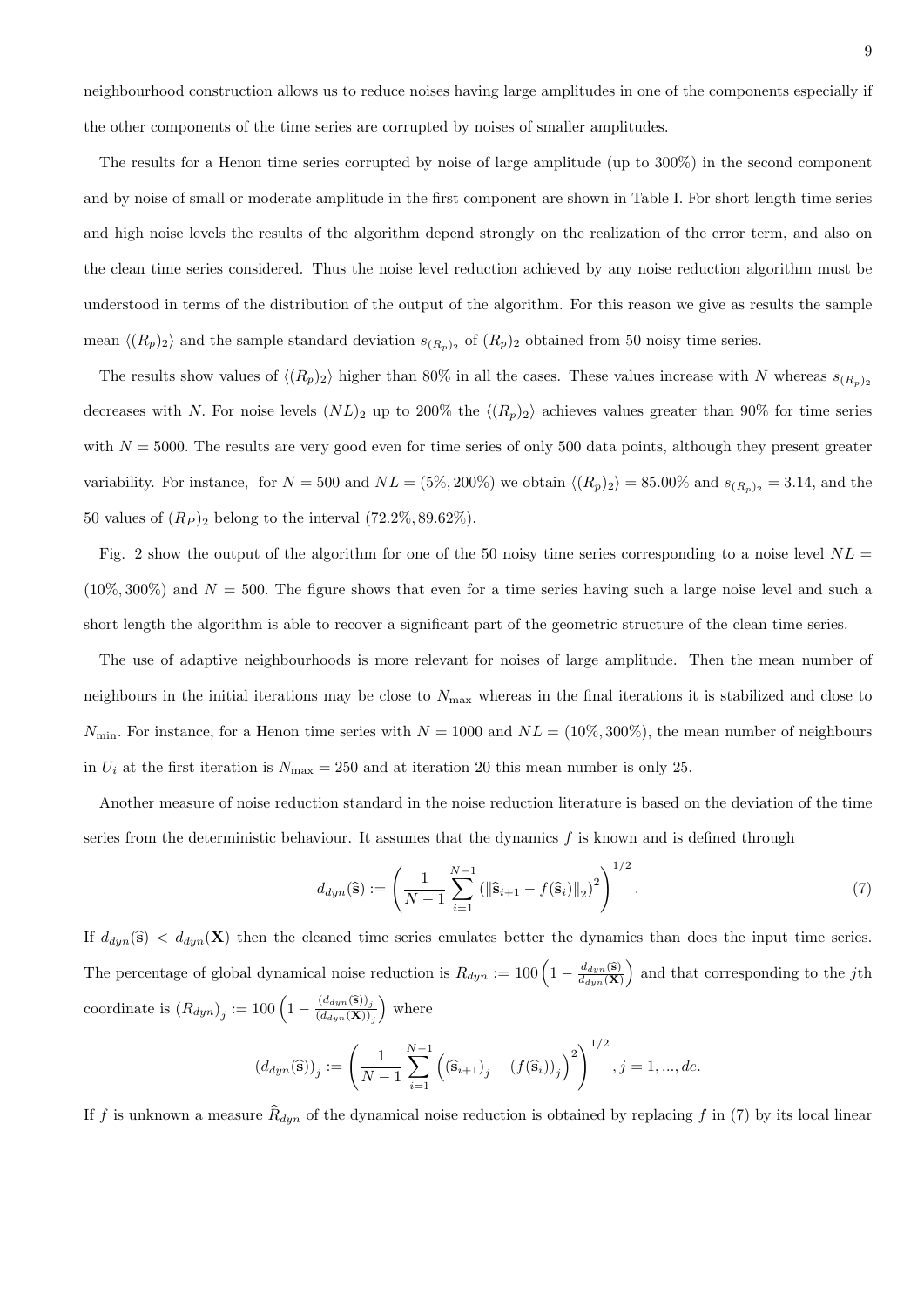neighbourhood construction allows us to reduce noises having large amplitudes in one of the components especially if the other components of the time series are corrupted by noises of smaller amplitudes.

The results for a Henon time series corrupted by noise of large amplitude (up to 300%) in the second component and by noise of small or moderate amplitude in the first component are shown in Table I. For short length time series and high noise levels the results of the algorithm depend strongly on the realization of the error term, and also on the clean time series considered. Thus the noise level reduction achieved by any noise reduction algorithm must be understood in terms of the distribution of the output of the algorithm. For this reason we give as results the sample mean $\langle (R_p)_2 \rangle$ and the sample standard deviation $s_{(R_p)_2}$ of $(R_p)_2$ obtained from 50 noisy time series.

The results show values of $\langle (R_p)_2 \rangle$ higher than 80% in all the cases. These values increase with $N$ whereas $s_{(R_p)_2}$ decreases with $N$. For noise levels $(NL)_2$ up to 200% the $\langle (R_p)_2 \rangle$ achieves values greater than 90% for time series with $N = 5000$. The results are very good even for time series of only 500 data points, although they present greater variability. For instance, for $N = 500$ and $NL = (5\%, 200\%)$ we obtain $\langle (R_p)_2 \rangle = 85.00\%$ and $s_{(R_p)_2} = 3.14$, and the 50 values of $(R_P)_2$ belong to the interval $(72.2\%, 89.62\%)$.

Fig. 2 show the output of the algorithm for one of the 50 noisy time series corresponding to a noise level $NL = (10\%, 300\%)$ and $N = 500$. The figure shows that even for a time series having such a large noise level and such a short length the algorithm is able to recover a significant part of the geometric structure of the clean time series.

The use of adaptive neighbourhoods is more relevant for noises of large amplitude. Then the mean number of neighbours in the initial iterations may be close to $N_{\max}$ whereas in the final iterations it is stabilized and close to $N_{\min}$. For instance, for a Henon time series with $N = 1000$ and $NL = (10\%, 300\%)$, the mean number of neighbours in $U_i$ at the first iteration is $N_{\max} = 250$ and at iteration 20 this mean number is only 25.

Another measure of noise reduction standard in the noise reduction literature is based on the deviation of the time series from the deterministic behaviour. It assumes that the dynamics $f$ is known and is defined through

$$d_{dyn}(\widehat{\mathbf{s}}) := \left( \frac{1}{N-1} \sum_{i=1}^{N-1} \left( \|\widehat{\mathbf{s}}_{i+1} - f(\widehat{\mathbf{s}}_i)\|_2 \right)^2 \right)^{1/2}. \tag{7}$$

If $d_{dyn}(\widehat{\mathbf{s}}) < d_{dyn}(\mathbf{X})$ then the cleaned time series emulates better the dynamics than does the input time series. The percentage of global dynamical noise reduction is $R_{dyn} := 100 \left(1 - \frac{d_{dyn}(\widehat{\mathbf{s}})}{d_{dyn}(\mathbf{X})}\right)$ and that corresponding to the $j$th coordinate is $\left(R_{dyn}\right)_j := 100 \left(1 - \frac{(d_{dyn}(\widehat{\mathbf{s}}))_j}{(d_{dyn}(\mathbf{X}))_j}\right)$ where

$$(d_{dyn}(\widehat{\mathbf{s}}))_j := \left( \frac{1}{N-1} \sum_{i=1}^{N-1} \left( (\widehat{\mathbf{s}}_{i+1})_j - (f(\widehat{\mathbf{s}}_i))_j \right)^2 \right)^{1/2}, j = 1, ..., de.$$

If $f$ is unknown a measure $\widehat{R}_{dyn}$ of the dynamical noise reduction is obtained by replacing $f$ in (7) by its local linear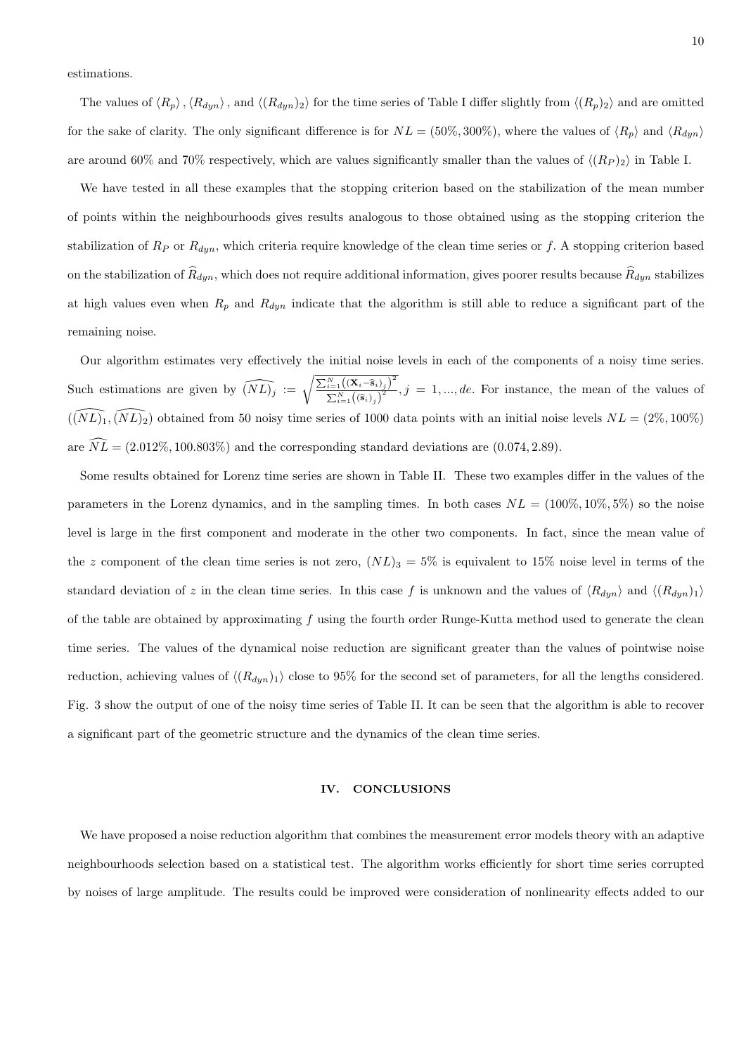estimations.

The values of $\langle R_p \rangle, \langle R_{dyn} \rangle$, and $\langle (R_{dyn})_2 \rangle$ for the time series of Table I differ slightly from $\langle (R_p)_2 \rangle$ and are omitted for the sake of clarity. The only significant difference is for $NL = (50\%, 300\%)$, where the values of $\langle R_p \rangle$ and $\langle R_{dyn} \rangle$ are around 60% and 70% respectively, which are values significantly smaller than the values of $\langle (R_P)_2 \rangle$ in Table I.

We have tested in all these examples that the stopping criterion based on the stabilization of the mean number of points within the neighbourhoods gives results analogous to those obtained using as the stopping criterion the stabilization of $R_P$ or $R_{dyn}$, which criteria require knowledge of the clean time series or $f$. A stopping criterion based on the stabilization of $\widehat{R}_{dyn}$, which does not require additional information, gives poorer results because $\widehat{R}_{dyn}$ stabilizes at high values even when $R_p$ and $R_{dyn}$ indicate that the algorithm is still able to reduce a significant part of the remaining noise.

Our algorithm estimates very effectively the initial noise levels in each of the components of a noisy time series. Such estimations are given by $\widehat{(NL)}_j := \sqrt{\frac{\sum_{i=1}^{N}\left((\mathbf{x}_i - \widehat{\mathbf{s}}_i)_j\right)^2}{\sum_{i=1}^{N}\left((\widehat{\mathbf{s}}_i)_j\right)^2}}, j = 1, ..., de$. For instance, the mean of the values of $(\widehat{(NL)}_1, \widehat{(NL)}_2)$ obtained from 50 noisy time series of 1000 data points with an initial noise levels $NL = (2\%, 100\%)$ are $\widehat{NL} = (2.012\%, 100.803\%)$ and the corresponding standard deviations are $(0.074, 2.89)$.

Some results obtained for Lorenz time series are shown in Table II. These two examples differ in the values of the parameters in the Lorenz dynamics, and in the sampling times. In both cases $NL = (100\%, 10\%, 5\%)$ so the noise level is large in the first component and moderate in the other two components. In fact, since the mean value of the $z$ component of the clean time series is not zero, $(NL)_3 = 5\%$ is equivalent to 15% noise level in terms of the standard deviation of $z$ in the clean time series. In this case $f$ is unknown and the values of $\langle R_{dyn} \rangle$ and $\langle (R_{dyn})_1 \rangle$ of the table are obtained by approximating $f$ using the fourth order Runge-Kutta method used to generate the clean time series. The values of the dynamical noise reduction are significant greater than the values of pointwise noise reduction, achieving values of $\langle (R_{dyn})_1 \rangle$ close to 95% for the second set of parameters, for all the lengths considered. Fig. 3 show the output of one of the noisy time series of Table II. It can be seen that the algorithm is able to recover a significant part of the geometric structure and the dynamics of the clean time series.

## IV. CONCLUSIONS

We have proposed a noise reduction algorithm that combines the measurement error models theory with an adaptive neighbourhoods selection based on a statistical test. The algorithm works efficiently for short time series corrupted by noises of large amplitude. The results could be improved were consideration of nonlinearity effects added to our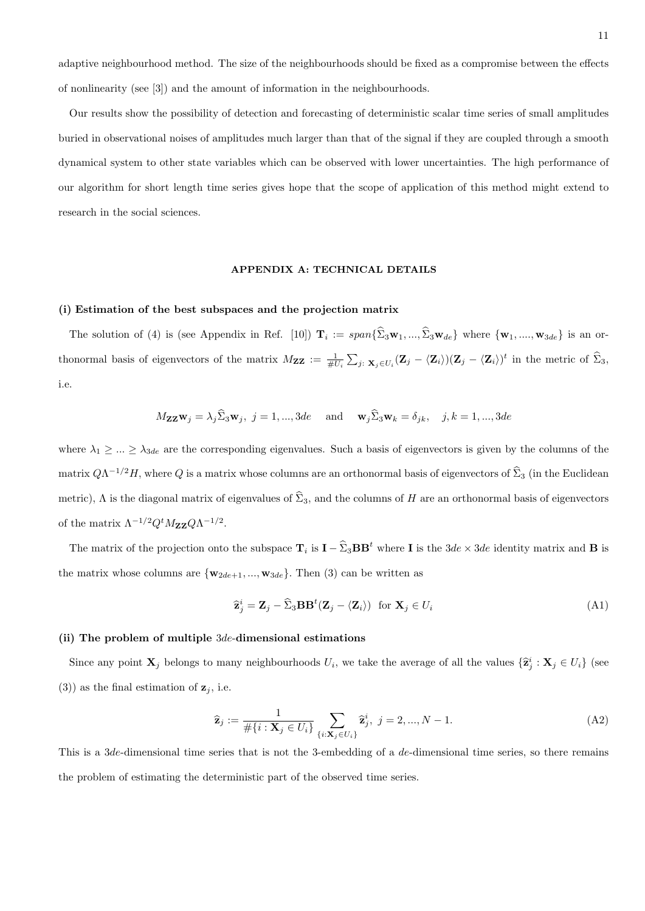adaptive neighbourhood method. The size of the neighbourhoods should be fixed as a compromise between the effects of nonlinearity (see [3]) and the amount of information in the neighbourhoods.

Our results show the possibility of detection and forecasting of deterministic scalar time series of small amplitudes buried in observational noises of amplitudes much larger than that of the signal if they are coupled through a smooth dynamical system to other state variables which can be observed with lower uncertainties. The high performance of our algorithm for short length time series gives hope that the scope of application of this method might extend to research in the social sciences.

## APPENDIX A: TECHNICAL DETAILS

### (i) Estimation of the best subspaces and the projection matrix

The solution of (4) is (see Appendix in Ref. [10]) $\mathbf{T}_i := span\{\widehat{\Sigma}_3\mathbf{w}_1, ..., \widehat{\Sigma}_3\mathbf{w}_{de}\}$ where $\{\mathbf{w}_1, ...., \mathbf{w}_{3de}\}$ is an orthonormal basis of eigenvectors of the matrix $M_{\mathbf{ZZ}} := \frac{1}{\#U_i}\sum_{j:\ \mathbf{X}_j\in U_i}(\mathbf{Z}_j - \langle\mathbf{Z}_i\rangle)(\mathbf{Z}_j - \langle\mathbf{Z}_i\rangle)^t$ in the metric of $\widehat{\Sigma}_3$, i.e.

$$M_{\mathbf{ZZ}}\mathbf{w}_j = \lambda_j\widehat{\Sigma}_3\mathbf{w}_j,\ j = 1, ..., 3de \quad \text{and} \quad \mathbf{w}_j\widehat{\Sigma}_3\mathbf{w}_k = \delta_{jk}, \quad j, k = 1, ..., 3de$$

where $\lambda_1 \geq ... \geq \lambda_{3de}$ are the corresponding eigenvalues. Such a basis of eigenvectors is given by the columns of the matrix $Q\Lambda^{-1/2}H$, where $Q$ is a matrix whose columns are an orthonormal basis of eigenvectors of $\widehat{\Sigma}_3$ (in the Euclidean metric), $\Lambda$ is the diagonal matrix of eigenvalues of $\widehat{\Sigma}_3$, and the columns of $H$ are an orthonormal basis of eigenvectors of the matrix $\Lambda^{-1/2}Q^tM_{\mathbf{ZZ}}Q\Lambda^{-1/2}$.

The matrix of the projection onto the subspace $\mathbf{T}_i$ is $\mathbf{I} - \widehat{\Sigma}_3\mathbf{B}\mathbf{B}^t$ where $\mathbf{I}$ is the $3de \times 3de$ identity matrix and $\mathbf{B}$ is the matrix whose columns are $\{\mathbf{w}_{2de+1}, ..., \mathbf{w}_{3de}\}$. Then (3) can be written as

$$\widehat{\mathbf{z}}_j^i = \mathbf{Z}_j - \widehat{\Sigma}_3\mathbf{B}\mathbf{B}^t(\mathbf{Z}_j - \langle\mathbf{Z}_i\rangle) \ \text{ for } \mathbf{X}_j \in U_i \tag{A1}$$

### (ii) The problem of multiple $3de$-dimensional estimations

Since any point $\mathbf{X}_j$ belongs to many neighbourhoods $U_i$, we take the average of all the values $\{\widehat{\mathbf{z}}_j^i : \mathbf{X}_j \in U_i\}$ (see (3)) as the final estimation of $\mathbf{z}_j$, i.e.

$$\widehat{\mathbf{z}}_j := \frac{1}{\#\{i : \mathbf{X}_j \in U_i\}} \sum_{\{i:\mathbf{X}_j\in U_i\}} \widehat{\mathbf{z}}_j^i,\ j = 2, ..., N-1. \tag{A2}$$

This is a $3de$-dimensional time series that is not the 3-embedding of a $de$-dimensional time series, so there remains the problem of estimating the deterministic part of the observed time series.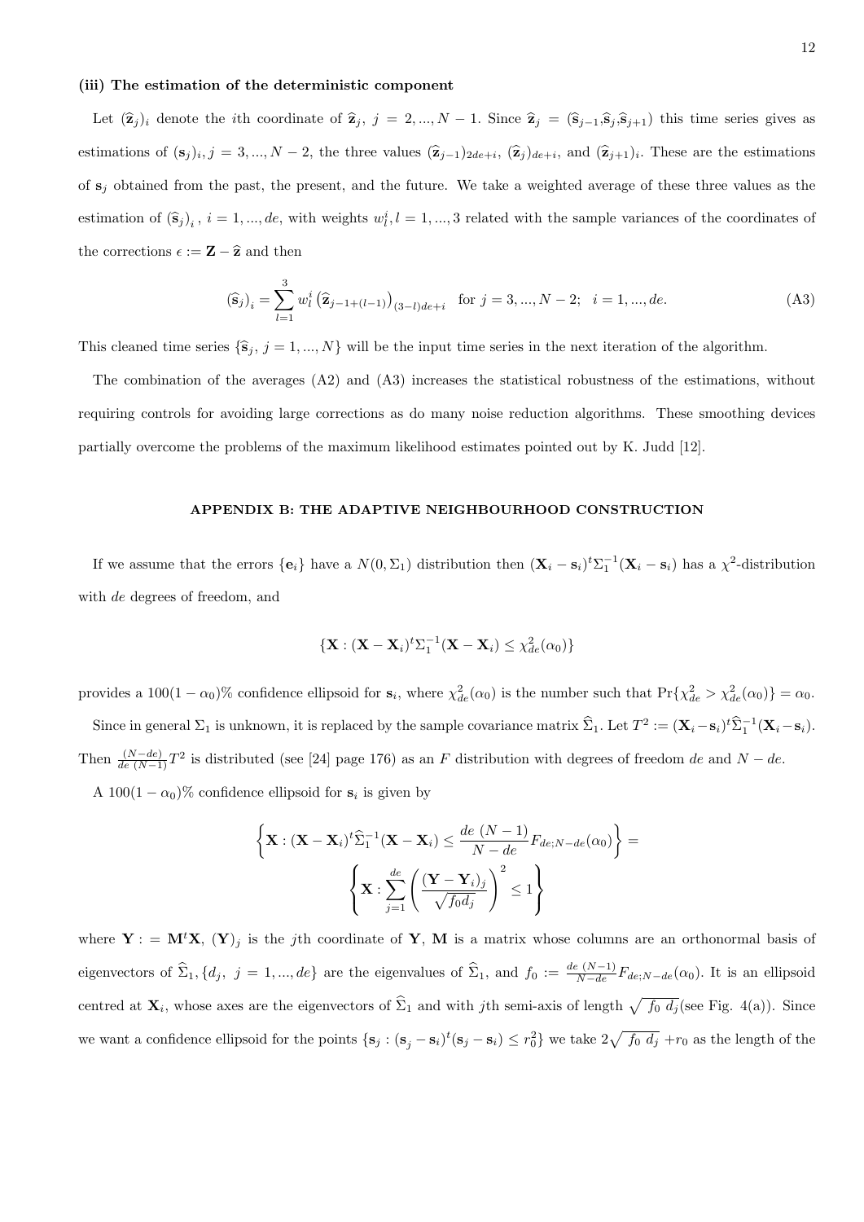**(iii) The estimation of the deterministic component**

Let $(\widehat{\mathbf{z}}_j)_i$ denote the $i$th coordinate of $\widehat{\mathbf{z}}_j$, $j = 2, ..., N-1$. Since $\widehat{\mathbf{z}}_j = (\widehat{\mathbf{s}}_{j-1}, \widehat{\mathbf{s}}_j, \widehat{\mathbf{s}}_{j+1})$ this time series gives as estimations of $(\mathbf{s}_j)_i, j = 3, ..., N-2$, the three values $(\widehat{\mathbf{z}}_{j-1})_{2de+i}$, $(\widehat{\mathbf{z}}_j)_{de+i}$, and $(\widehat{\mathbf{z}}_{j+1})_i$. These are the estimations of $\mathbf{s}_j$ obtained from the past, the present, and the future. We take a weighted average of these three values as the estimation of $(\widehat{\mathbf{s}}_j)_i$, $i = 1, ..., de$, with weights $w_l^i, l = 1, ..., 3$ related with the sample variances of the coordinates of the corrections $\epsilon := \mathbf{Z} - \widehat{\mathbf{z}}$ and then

$$(\widehat{\mathbf{s}}_j)_i = \sum_{l=1}^{3} w_l^i \left(\widehat{\mathbf{z}}_{j-1+(l-1)}\right)_{(3-l)de+i} \quad \text{for } j = 3, ..., N-2; \quad i = 1, ..., de. \tag{A3}$$

This cleaned time series $\{\widehat{\mathbf{s}}_j, j = 1, ..., N\}$ will be the input time series in the next iteration of the algorithm.

The combination of the averages (A2) and (A3) increases the statistical robustness of the estimations, without requiring controls for avoiding large corrections as do many noise reduction algorithms. These smoothing devices partially overcome the problems of the maximum likelihood estimates pointed out by K. Judd [12].

## APPENDIX B: THE ADAPTIVE NEIGHBOURHOOD CONSTRUCTION

If we assume that the errors $\{\mathbf{e}_i\}$ have a $N(0, \Sigma_1)$ distribution then $(\mathbf{X}_i - \mathbf{s}_i)^t \Sigma_1^{-1} (\mathbf{X}_i - \mathbf{s}_i)$ has a $\chi^2$-distribution with $de$ degrees of freedom, and

$$\{\mathbf{X} : (\mathbf{X} - \mathbf{X}_i)^t \Sigma_1^{-1} (\mathbf{X} - \mathbf{X}_i) \leq \chi^2_{de}(\alpha_0)\}$$

provides a $100(1-\alpha_0)\%$ confidence ellipsoid for $\mathbf{s}_i$, where $\chi^2_{de}(\alpha_0)$ is the number such that $\Pr\{\chi^2_{de} > \chi^2_{de}(\alpha_0)\} = \alpha_0$.

Since in general $\Sigma_1$ is unknown, it is replaced by the sample covariance matrix $\widehat{\Sigma}_1$. Let $T^2 := (\mathbf{X}_i - \mathbf{s}_i)^t \widehat{\Sigma}_1^{-1} (\mathbf{X}_i - \mathbf{s}_i)$. Then $\frac{(N-de)}{de\,(N-1)} T^2$ is distributed (see [24] page 176) as an $F$ distribution with degrees of freedom $de$ and $N - de$.

A $100(1-\alpha_0)\%$ confidence ellipsoid for $\mathbf{s}_i$ is given by

$$\left\{\mathbf{X} : (\mathbf{X} - \mathbf{X}_i)^t \widehat{\Sigma}_1^{-1} (\mathbf{X} - \mathbf{X}_i) \leq \frac{de\,(N-1)}{N-de} F_{de;N-de}(\alpha_0)\right\} = \left\{\mathbf{X} : \sum_{j=1}^{de} \left(\frac{(\mathbf{Y} - \mathbf{Y}_i)_j}{\sqrt{f_0 d_j}}\right)^2 \leq 1\right\}$$

where $\mathbf{Y} := \mathbf{M}^t \mathbf{X}$, $(\mathbf{Y})_j$ is the $j$th coordinate of $\mathbf{Y}$, $\mathbf{M}$ is a matrix whose columns are an orthonormal basis of eigenvectors of $\widehat{\Sigma}_1$, $\{d_j,\ j = 1, ..., de\}$ are the eigenvalues of $\widehat{\Sigma}_1$, and $f_0 := \frac{de\,(N-1)}{N-de} F_{de;N-de}(\alpha_0)$. It is an ellipsoid centred at $\mathbf{X}_i$, whose axes are the eigenvectors of $\widehat{\Sigma}_1$ and with $j$th semi-axis of length $\sqrt{f_0\, d_j}$(see Fig. 4(a)). Since we want a confidence ellipsoid for the points $\{\mathbf{s}_j : (\mathbf{s}_j - \mathbf{s}_i)^t (\mathbf{s}_j - \mathbf{s}_i) \leq r_0^2\}$ we take $2\sqrt{f_0\, d_j} + r_0$ as the length of the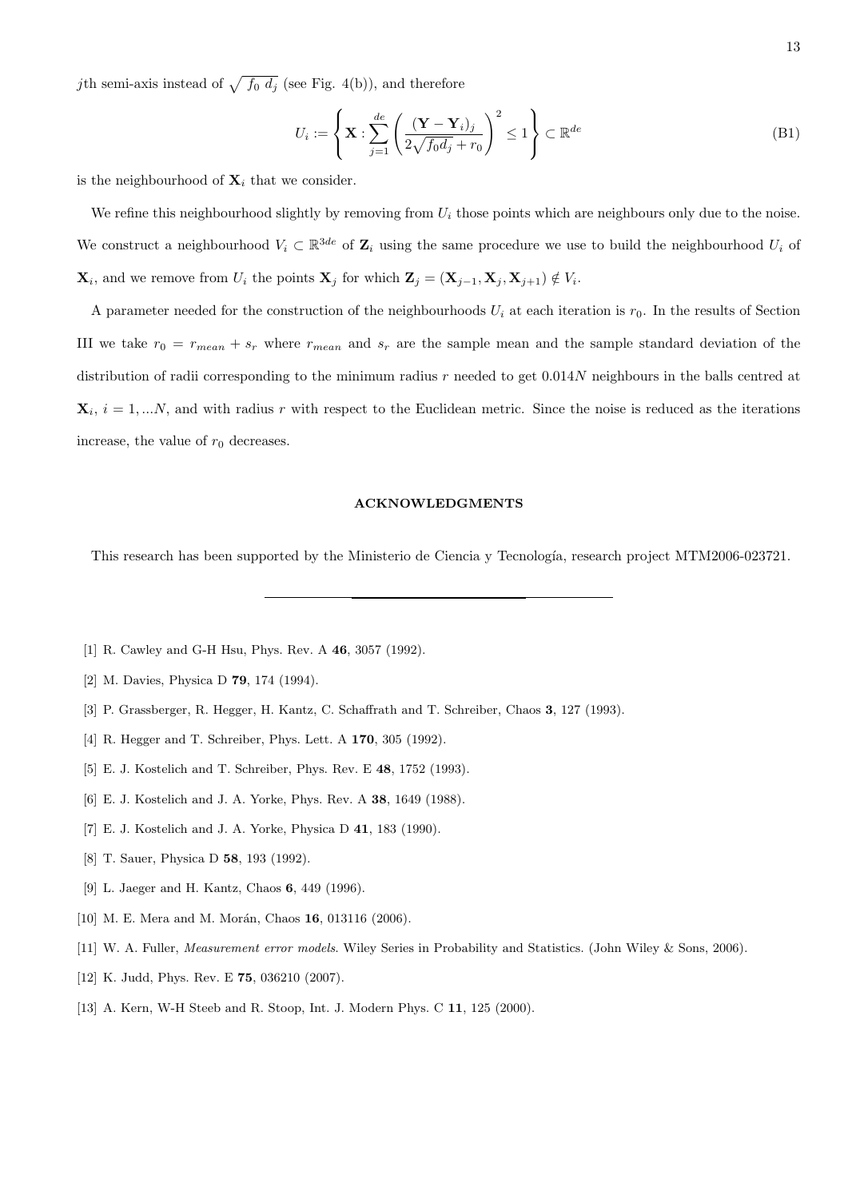$j$th semi-axis instead of $\sqrt{f_0\ d_j}$ (see Fig. 4(b)), and therefore

$$U_i := \left\{ \mathbf{X} : \sum_{j=1}^{de} \left( \frac{(\mathbf{Y} - \mathbf{Y}_i)_j}{2\sqrt{f_0 d_j} + r_0} \right)^2 \leq 1 \right\} \subset \mathbb{R}^{de} \tag{B1}$$

is the neighbourhood of $\mathbf{X}_i$ that we consider.

We refine this neighbourhood slightly by removing from $U_i$ those points which are neighbours only due to the noise. We construct a neighbourhood $V_i \subset \mathbb{R}^{3de}$ of $\mathbf{Z}_i$ using the same procedure we use to build the neighbourhood $U_i$ of $\mathbf{X}_i$, and we remove from $U_i$ the points $\mathbf{X}_j$ for which $\mathbf{Z}_j = (\mathbf{X}_{j-1}, \mathbf{X}_j, \mathbf{X}_{j+1}) \notin V_i$.

A parameter needed for the construction of the neighbourhoods $U_i$ at each iteration is $r_0$. In the results of Section III we take $r_0 = r_{mean} + s_r$ where $r_{mean}$ and $s_r$ are the sample mean and the sample standard deviation of the distribution of radii corresponding to the minimum radius $r$ needed to get $0.014N$ neighbours in the balls centred at $\mathbf{X}_i$, $i = 1, ...N$, and with radius $r$ with respect to the Euclidean metric. Since the noise is reduced as the iterations increase, the value of $r_0$ decreases.

## ACKNOWLEDGMENTS

This research has been supported by the Ministerio de Ciencia y Tecnología, research project MTM2006-023721.

---

[1] R. Cawley and G-H Hsu, Phys. Rev. A **46**, 3057 (1992).

[2] M. Davies, Physica D **79**, 174 (1994).

[3] P. Grassberger, R. Hegger, H. Kantz, C. Schaffrath and T. Schreiber, Chaos **3**, 127 (1993).

[4] R. Hegger and T. Schreiber, Phys. Lett. A **170**, 305 (1992).

[5] E. J. Kostelich and T. Schreiber, Phys. Rev. E **48**, 1752 (1993).

[6] E. J. Kostelich and J. A. Yorke, Phys. Rev. A **38**, 1649 (1988).

[7] E. J. Kostelich and J. A. Yorke, Physica D **41**, 183 (1990).

[8] T. Sauer, Physica D **58**, 193 (1992).

[9] L. Jaeger and H. Kantz, Chaos **6**, 449 (1996).

[10] M. E. Mera and M. Morán, Chaos **16**, 013116 (2006).

[11] W. A. Fuller, *Measurement error models*. Wiley Series in Probability and Statistics. (John Wiley & Sons, 2006).

[12] K. Judd, Phys. Rev. E **75**, 036210 (2007).

[13] A. Kern, W-H Steeb and R. Stoop, Int. J. Modern Phys. C **11**, 125 (2000).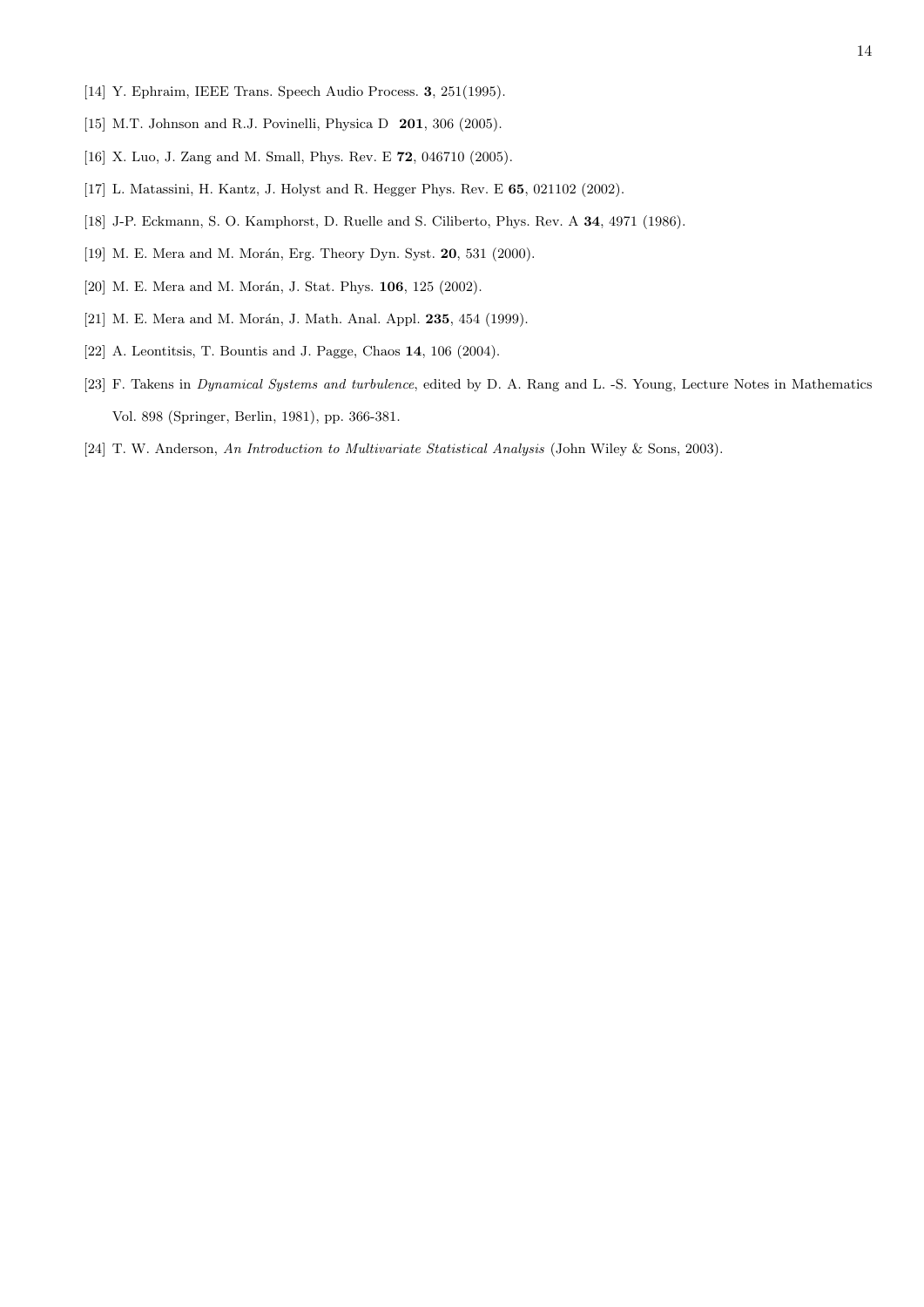[14] Y. Ephraim, IEEE Trans. Speech Audio Process. **3**, 251(1995).

[15] M.T. Johnson and R.J. Povinelli, Physica D **201**, 306 (2005).

[16] X. Luo, J. Zang and M. Small, Phys. Rev. E **72**, 046710 (2005).

[17] L. Matassini, H. Kantz, J. Holyst and R. Hegger Phys. Rev. E **65**, 021102 (2002).

[18] J-P. Eckmann, S. O. Kamphorst, D. Ruelle and S. Ciliberto, Phys. Rev. A **34**, 4971 (1986).

[19] M. E. Mera and M. Morán, Erg. Theory Dyn. Syst. **20**, 531 (2000).

[20] M. E. Mera and M. Morán, J. Stat. Phys. **106**, 125 (2002).

[21] M. E. Mera and M. Morán, J. Math. Anal. Appl. **235**, 454 (1999).

[22] A. Leontitsis, T. Bountis and J. Pagge, Chaos **14**, 106 (2004).

[23] F. Takens in *Dynamical Systems and turbulence*, edited by D. A. Rang and L. -S. Young, Lecture Notes in Mathematics Vol. 898 (Springer, Berlin, 1981), pp. 366-381.

[24] T. W. Anderson, *An Introduction to Multivariate Statistical Analysis* (John Wiley & Sons, 2003).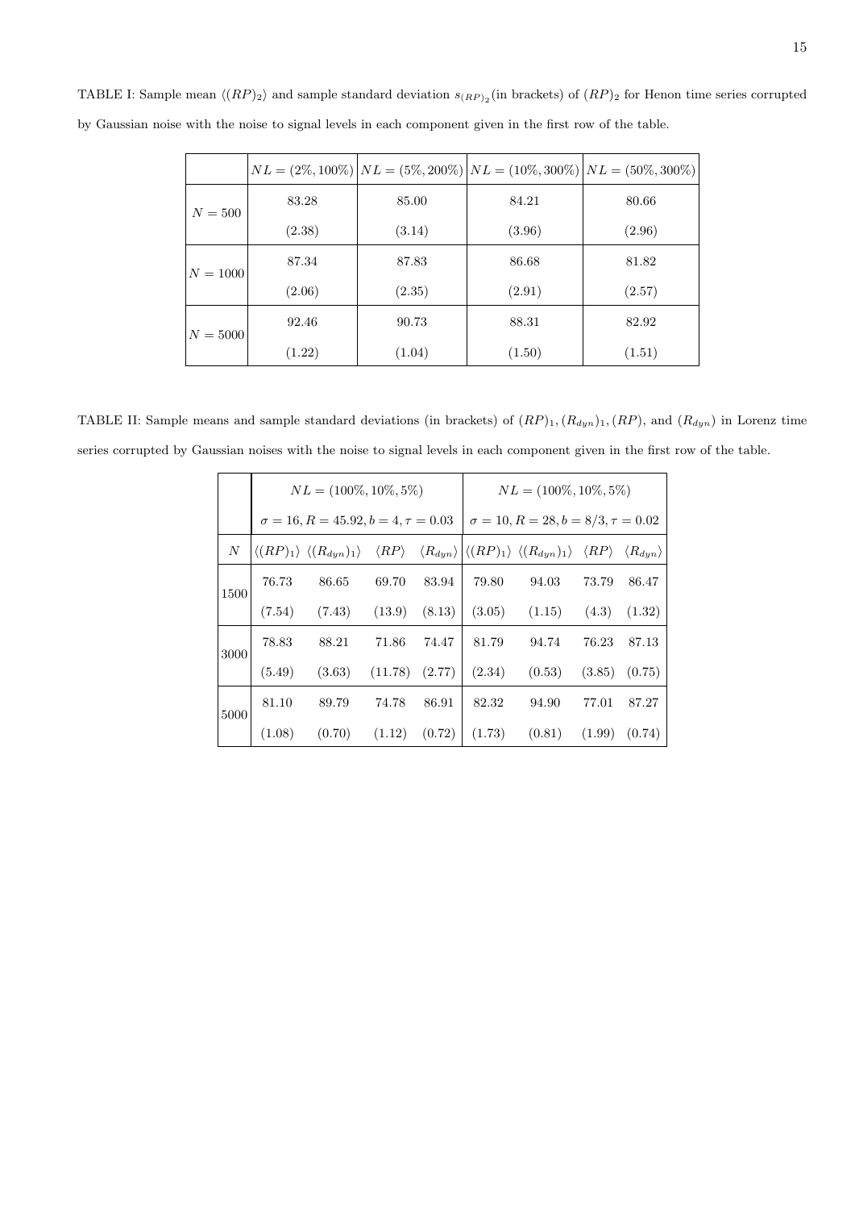TABLE I: Sample mean $\langle (RP)_2 \rangle$ and sample standard deviation $s_{(RP)_2}$(in brackets) of $(RP)_2$ for Henon time series corrupted by Gaussian noise with the noise to signal levels in each component given in the first row of the table.

| | $NL = (2\%, 100\%)$ | $NL = (5\%, 200\%)$ | $NL = (10\%, 300\%)$ | $NL = (50\%, 300\%)$ |
|---|---|---|---|---|
| $N = 500$ | 83.28 | 85.00 | 84.21 | 80.66 |
| | (2.38) | (3.14) | (3.96) | (2.96) |
| $N = 1000$ | 87.34 | 87.83 | 86.68 | 81.82 |
| | (2.06) | (2.35) | (2.91) | (2.57) |
| $N = 5000$ | 92.46 | 90.73 | 88.31 | 82.92 |
| | (1.22) | (1.04) | (1.50) | (1.51) |

TABLE II: Sample means and sample standard deviations (in brackets) of $(RP)_1, (R_{dyn})_1, (RP)$, and $(R_{dyn})$ in Lorenz time series corrupted by Gaussian noises with the noise to signal levels in each component given in the first row of the table.

| | $NL = (100\%, 10\%, 5\%)$ | | | | $NL = (100\%, 10\%, 5\%)$ | | | |
|---|---|---|---|---|---|---|---|---|
| | $\sigma = 16, R = 45.92, b = 4, \tau = 0.03$ | | | | $\sigma = 10, R = 28, b = 8/3, \tau = 0.02$ | | | |
| $N$ | $\langle (RP)_1 \rangle$ | $\langle (R_{dyn})_1 \rangle$ | $\langle RP \rangle$ | $\langle R_{dyn} \rangle$ | $\langle (RP)_1 \rangle$ | $\langle (R_{dyn})_1 \rangle$ | $\langle RP \rangle$ | $\langle R_{dyn} \rangle$ |
| 1500 | 76.73 | 86.65 | 69.70 | 83.94 | 79.80 | 94.03 | 73.79 | 86.47 |
| | (7.54) | (7.43) | (13.9) | (8.13) | (3.05) | (1.15) | (4.3) | (1.32) |
| 3000 | 78.83 | 88.21 | 71.86 | 74.47 | 81.79 | 94.74 | 76.23 | 87.13 |
| | (5.49) | (3.63) | (11.78) | (2.77) | (2.34) | (0.53) | (3.85) | (0.75) |
| 5000 | 81.10 | 89.79 | 74.78 | 86.91 | 82.32 | 94.90 | 77.01 | 87.27 |
| | (1.08) | (0.70) | (1.12) | (0.72) | (1.73) | (0.81) | (1.99) | (0.74) |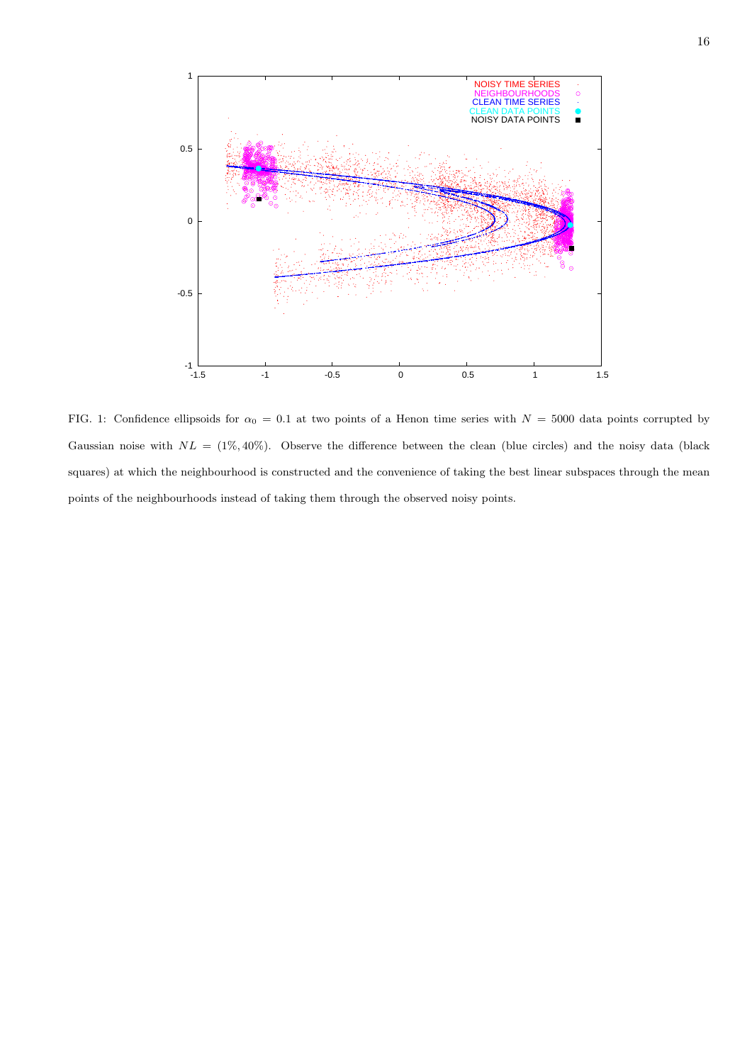FIG. 1: Confidence ellipsoids for $\alpha_0 = 0.1$ at two points of a Henon time series with $N = 5000$ data points corrupted by Gaussian noise with $NL = (1\%, 40\%)$. Observe the difference between the clean (blue circles) and the noisy data (black squares) at which the neighbourhood is constructed and the convenience of taking the best linear subspaces through the mean points of the neighbourhoods instead of taking them through the observed noisy points.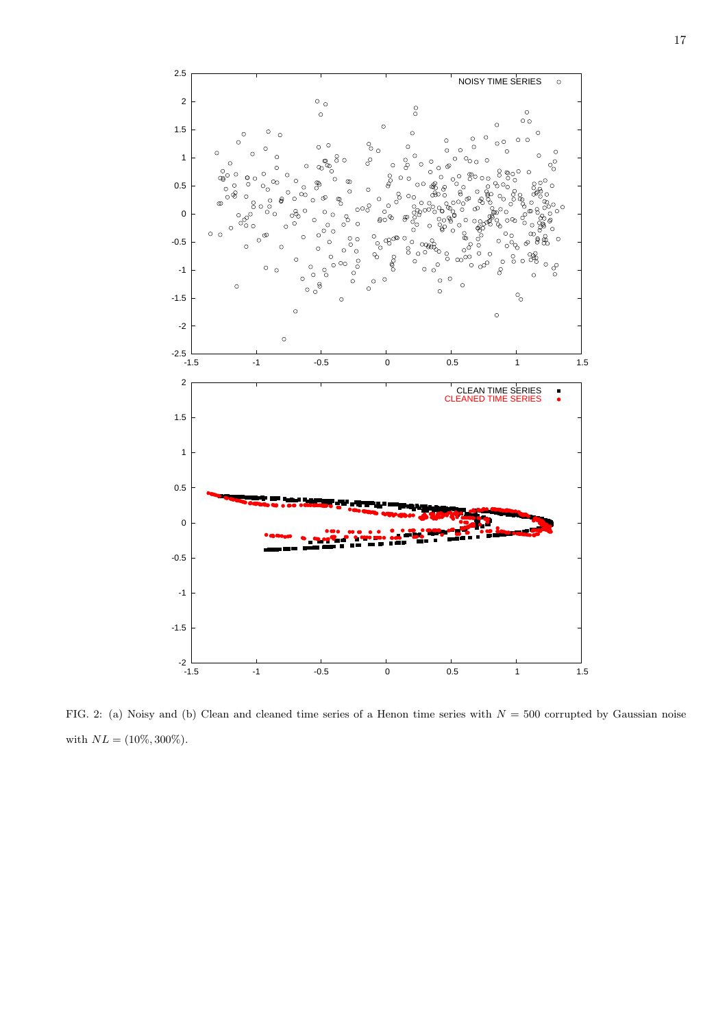FIG. 2: (a) Noisy and (b) Clean and cleaned time series of a Henon time series with $N = 500$ corrupted by Gaussian noise with $NL = (10\%, 300\%)$.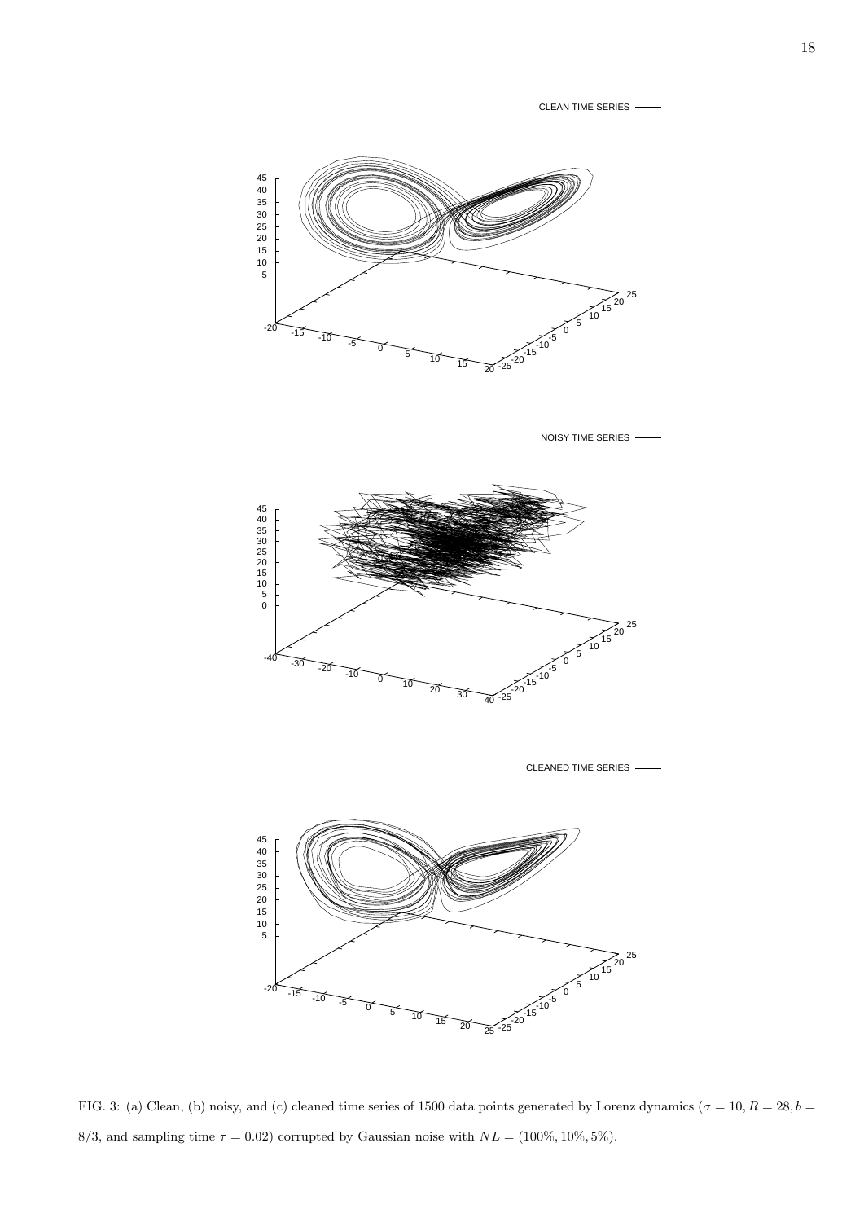FIG. 3: (a) Clean, (b) noisy, and (c) cleaned time series of 1500 data points generated by Lorenz dynamics ($\sigma = 10, R = 28, b = 8/3$, and sampling time $\tau = 0.02$) corrupted by Gaussian noise with $NL = (100\%, 10\%, 5\%)$.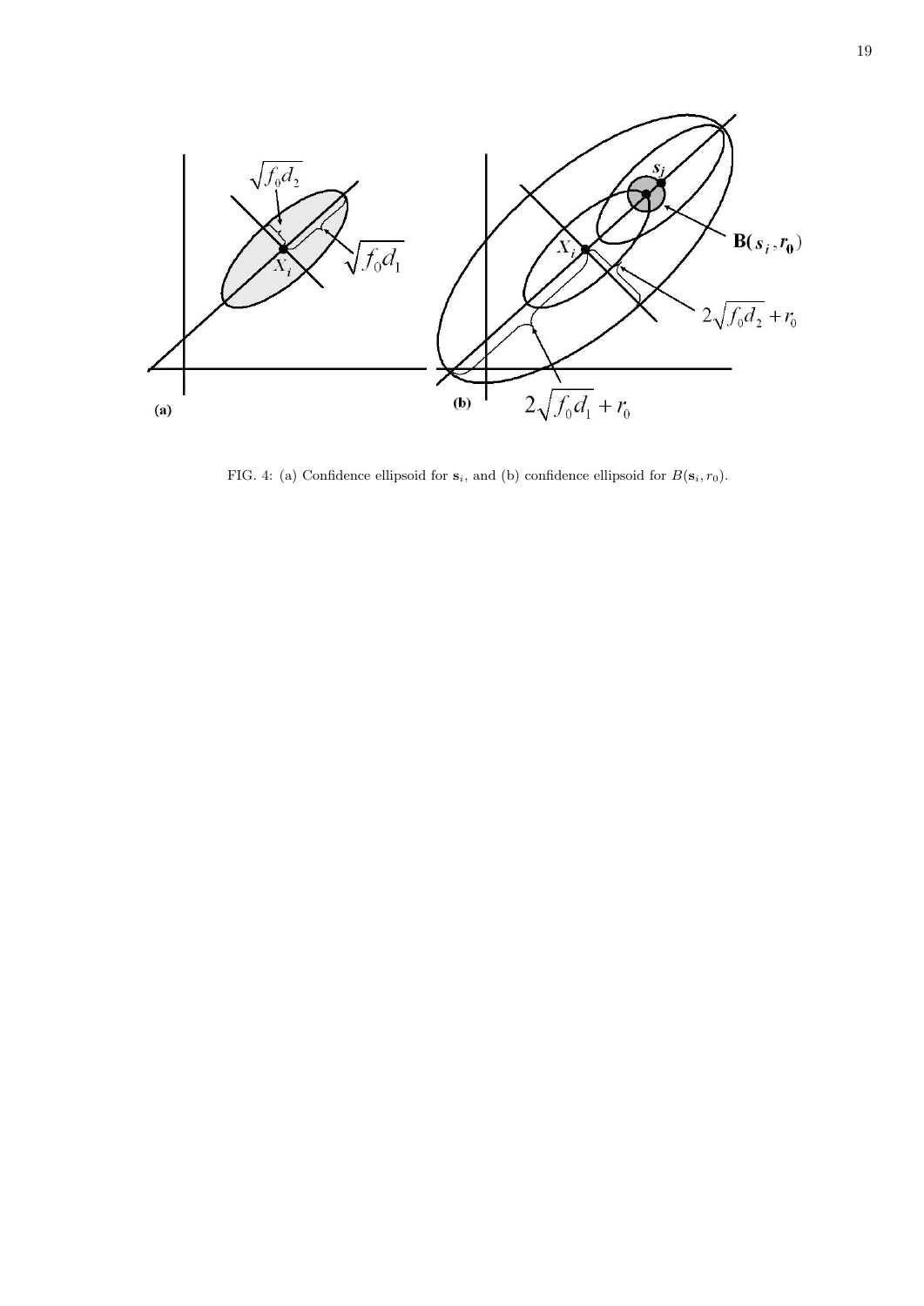$\sqrt{f_0 d_2}$

$X_i$

$\sqrt{f_0 d_1}$

(a)

$s_i$

$X_i$

$\mathbf{B}(s_i, r_0)$

$2\sqrt{f_0 d_2} + r_0$

(b)

$2\sqrt{f_0 d_1} + r_0$

FIG. 4: (a) Confidence ellipsoid for $\mathbf{s}_i$, and (b) confidence ellipsoid for $B(\mathbf{s}_i, r_0)$.